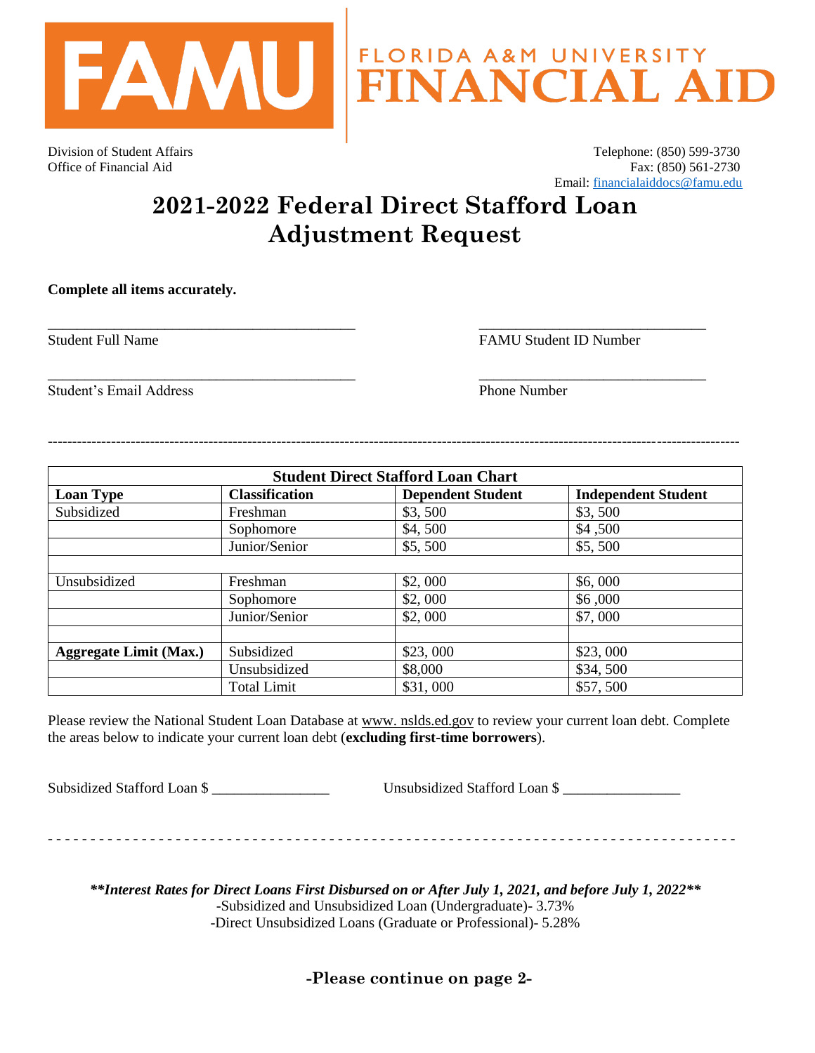FLORIDA A&M UNIVERSITY
FINANCIAL AID

Division of Student Affairs
Office of Financial Aid

Telephone: (850) 599-3730
Fax: (850) 561-2730
Email: financialaiddocs@famu.edu

# 2021-2022 Federal Direct Stafford Loan Adjustment Request

**Complete all items accurately.**

_____________________________________________ Student Full Name

_________________________________ FAMU Student ID Number

_____________________________________________ Student's Email Address

_________________________________ Phone Number

---

| Student Direct Stafford Loan Chart | | | |
|---|---|---|---|
| **Loan Type** | **Classification** | **Dependent Student** | **Independent Student** |
| Subsidized | Freshman | $3, 500 | $3, 500 |
| | Sophomore | $4, 500 | $4 ,500 |
| | Junior/Senior | $5, 500 | $5, 500 |
| | | | |
| Unsubsidized | Freshman | $2, 000 | $6, 000 |
| | Sophomore | $2, 000 | $6 ,000 |
| | Junior/Senior | $2, 000 | $7, 000 |
| | | | |
| **Aggregate Limit (Max.)** | Subsidized | $23, 000 | $23, 000 |
| | Unsubsidized | $8,000 | $34, 500 |
| | Total Limit | $31, 000 | $57, 500 |

Please review the National Student Loan Database at www. nslds.ed.gov to review your current loan debt. Complete the areas below to indicate your current loan debt (**excluding first-time borrowers**).

Subsidized Stafford Loan $ ________________ Unsubsidized Stafford Loan $ ________________

---

***\*\*Interest Rates for Direct Loans First Disbursed on or After July 1, 2021, and before July 1, 2022\*\****
-Subsidized and Unsubsidized Loan (Undergraduate)- 3.73%
-Direct Unsubsidized Loans (Graduate or Professional)- 5.28%

**-Please continue on page 2-**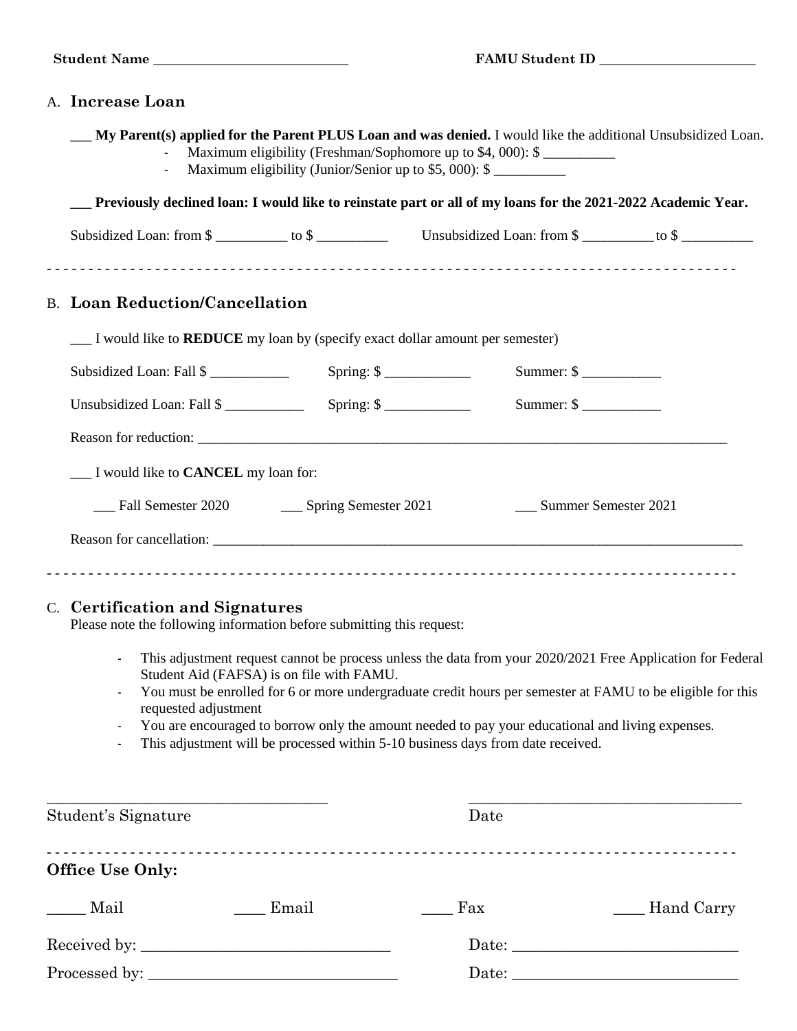**Student Name** ___________________________ **FAMU Student ID** ______________________

## A. Increase Loan

___ **My Parent(s) applied for the Parent PLUS Loan and was denied.** I would like the additional Unsubsidized Loan.

- Maximum eligibility (Freshman/Sophomore up to $4, 000): $ __________
- Maximum eligibility (Junior/Senior up to $5, 000): $ __________

**___ Previously declined loan: I would like to reinstate part or all of my loans for the 2021-2022 Academic Year.**

Subsidized Loan: from $ __________ to $ __________ Unsubsidized Loan: from $ __________ to $ __________

- - - - - - - - - - - - - - - - - - - - - - - - - - - - - - - - - - - - - - - - - - - - - - - - - - - - - - - - - - - - - - - - - - - - - - - - - - - - - - - -

## B. Loan Reduction/Cancellation

___ I would like to **REDUCE** my loan by (specify exact dollar amount per semester)

Subsidized Loan: Fall $ ___________ Spring: $ ____________ Summer: $ ___________

Unsubsidized Loan: Fall $ ___________ Spring: $ ____________ Summer: $ ___________

Reason for reduction: ________________________________________________________________________________

___ I would like to **CANCEL** my loan for:

___ Fall Semester 2020 ___ Spring Semester 2021 ___ Summer Semester 2021

Reason for cancellation: ______________________________________________________________________________

- - - - - - - - - - - - - - - - - - - - - - - - - - - - - - - - - - - - - - - - - - - - - - - - - - - - - - - - - - - - - - - - - - - - - - - - - - - - - - - -

## C. Certification and Signatures

Please note the following information before submitting this request:

- This adjustment request cannot be process unless the data from your 2020/2021 Free Application for Federal Student Aid (FAFSA) is on file with FAMU.
- You must be enrolled for 6 or more undergraduate credit hours per semester at FAMU to be eligible for this requested adjustment
- You are encouraged to borrow only the amount needed to pay your educational and living expenses.
- This adjustment will be processed within 5-10 business days from date received.

_____________________________________ _____________________________________

Student's Signature Date

- - - - - - - - - - - - - - - - - - - - - - - - - - - - - - - - - - - - - - - - - - - - - - - - - - - - - - - - - - - - - - - - - - - - - - - - - - - - - - - -

**Office Use Only:**

_____ Mail ____ Email ____ Fax ____ Hand Carry

Received by: _______________________________ Date: ____________________________

Processed by: _______________________________ Date: ____________________________